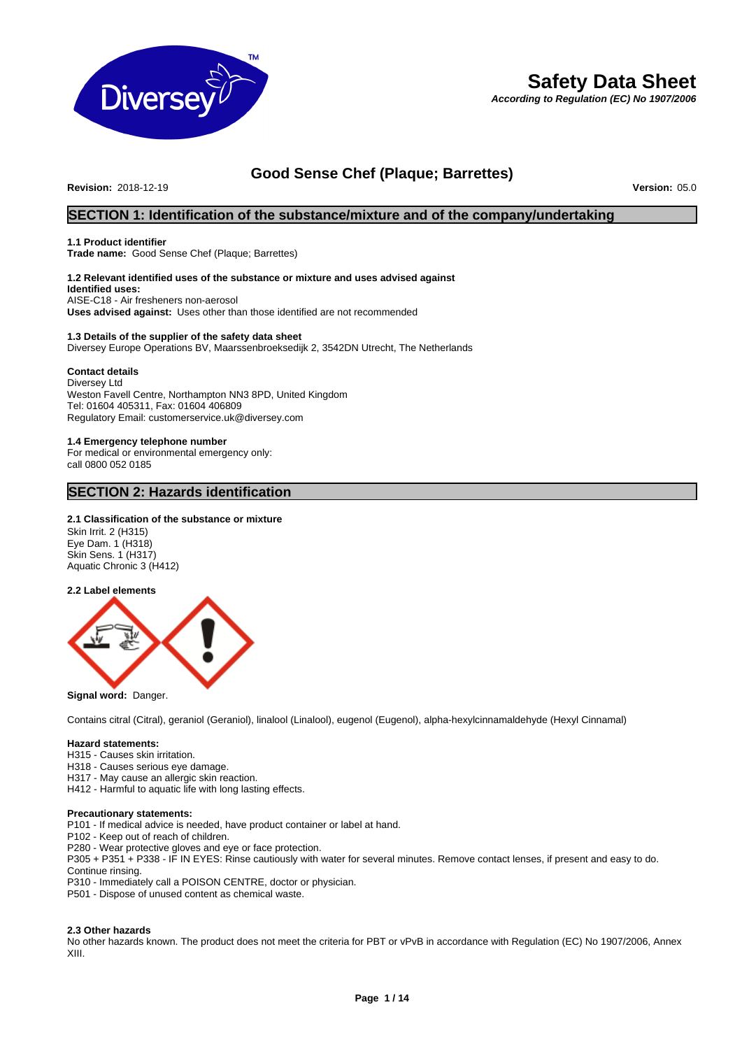# Safety Data Sheet

***According to Regulation (EC) No 1907/2006***

## Good Sense Chef (Plaque; Barrettes)

**Revision:** 2018-12-19 **Version:** 05.0

## SECTION 1: Identification of the substance/mixture and of the company/undertaking

**1.1 Product identifier**

**Trade name:** Good Sense Chef (Plaque; Barrettes)

**1.2 Relevant identified uses of the substance or mixture and uses advised against**

**Identified uses:**

AISE-C18 - Air fresheners non-aerosol

**Uses advised against:** Uses other than those identified are not recommended

**1.3 Details of the supplier of the safety data sheet**

Diversey Europe Operations BV, Maarssenbroeksedijk 2, 3542DN Utrecht, The Netherlands

**Contact details**

Diversey Ltd

Weston Favell Centre, Northampton NN3 8PD, United Kingdom

Tel: 01604 405311, Fax: 01604 406809

Regulatory Email: customerservice.uk@diversey.com

**1.4 Emergency telephone number**

For medical or environmental emergency only:

call 0800 052 0185

## SECTION 2: Hazards identification

**2.1 Classification of the substance or mixture**

Skin Irrit. 2 (H315)

Eye Dam. 1 (H318)

Skin Sens. 1 (H317)

Aquatic Chronic 3 (H412)

**2.2 Label elements**

**Signal word:** Danger.

Contains citral (Citral), geraniol (Geraniol), linalool (Linalool), eugenol (Eugenol), alpha-hexylcinnamaldehyde (Hexyl Cinnamal)

**Hazard statements:**

H315 - Causes skin irritation.

H318 - Causes serious eye damage.

H317 - May cause an allergic skin reaction.

H412 - Harmful to aquatic life with long lasting effects.

**Precautionary statements:**

P101 - If medical advice is needed, have product container or label at hand.

P102 - Keep out of reach of children.

P280 - Wear protective gloves and eye or face protection.

P305 + P351 + P338 - IF IN EYES: Rinse cautiously with water for several minutes. Remove contact lenses, if present and easy to do. Continue rinsing.

P310 - Immediately call a POISON CENTRE, doctor or physician.

P501 - Dispose of unused content as chemical waste.

**2.3 Other hazards**

No other hazards known. The product does not meet the criteria for PBT or vPvB in accordance with Regulation (EC) No 1907/2006, Annex XIII.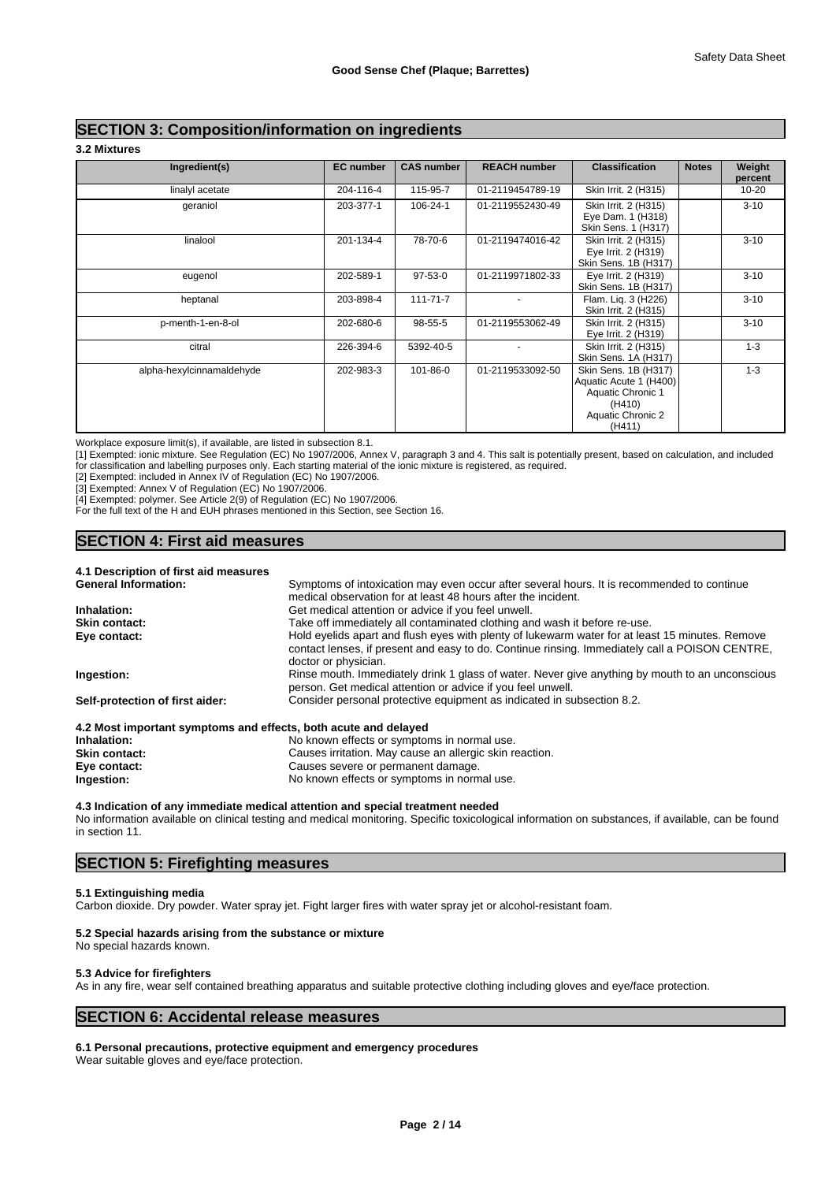## SECTION 3: Composition/information on ingredients

### 3.2 Mixtures

| Ingredient(s) | EC number | CAS number | REACH number | Classification | Notes | Weight percent |
|---|---|---|---|---|---|---|
| linalyl acetate | 204-116-4 | 115-95-7 | 01-2119454789-19 | Skin Irrit. 2 (H315) | | 10-20 |
| geraniol | 203-377-1 | 106-24-1 | 01-2119552430-49 | Skin Irrit. 2 (H315) Eye Dam. 1 (H318) Skin Sens. 1 (H317) | | 3-10 |
| linalool | 201-134-4 | 78-70-6 | 01-2119474016-42 | Skin Irrit. 2 (H315) Eye Irrit. 2 (H319) Skin Sens. 1B (H317) | | 3-10 |
| eugenol | 202-589-1 | 97-53-0 | 01-2119971802-33 | Eye Irrit. 2 (H319) Skin Sens. 1B (H317) | | 3-10 |
| heptanal | 203-898-4 | 111-71-7 | - | Flam. Liq. 3 (H226) Skin Irrit. 2 (H315) | | 3-10 |
| p-menth-1-en-8-ol | 202-680-6 | 98-55-5 | 01-2119553062-49 | Skin Irrit. 2 (H315) Eye Irrit. 2 (H319) | | 3-10 |
| citral | 226-394-6 | 5392-40-5 | - | Skin Irrit. 2 (H315) Skin Sens. 1A (H317) | | 1-3 |
| alpha-hexylcinnamaldehyde | 202-983-3 | 101-86-0 | 01-2119533092-50 | Skin Sens. 1B (H317) Aquatic Acute 1 (H400) Aquatic Chronic 1 (H410) Aquatic Chronic 2 (H411) | | 1-3 |

Workplace exposure limit(s), if available, are listed in subsection 8.1.

[1] Exempted: ionic mixture. See Regulation (EC) No 1907/2006, Annex V, paragraph 3 and 4. This salt is potentially present, based on calculation, and included for classification and labelling purposes only. Each starting material of the ionic mixture is registered, as required.

[2] Exempted: included in Annex IV of Regulation (EC) No 1907/2006.

[3] Exempted: Annex V of Regulation (EC) No 1907/2006.

[4] Exempted: polymer. See Article 2(9) of Regulation (EC) No 1907/2006.

For the full text of the H and EUH phrases mentioned in this Section, see Section 16.

## SECTION 4: First aid measures

### 4.1 Description of first aid measures

**General Information:** Symptoms of intoxication may even occur after several hours. It is recommended to continue medical observation for at least 48 hours after the incident.

**Inhalation:** Get medical attention or advice if you feel unwell.

**Skin contact:** Take off immediately all contaminated clothing and wash it before re-use.

**Eye contact:** Hold eyelids apart and flush eyes with plenty of lukewarm water for at least 15 minutes. Remove contact lenses, if present and easy to do. Continue rinsing. Immediately call a POISON CENTRE, doctor or physician.

**Ingestion:** Rinse mouth. Immediately drink 1 glass of water. Never give anything by mouth to an unconscious person. Get medical attention or advice if you feel unwell.

**Self-protection of first aider:** Consider personal protective equipment as indicated in subsection 8.2.

### 4.2 Most important symptoms and effects, both acute and delayed

**Inhalation:** No known effects or symptoms in normal use.

**Skin contact:** Causes irritation. May cause an allergic skin reaction.

**Eye contact:** Causes severe or permanent damage.

**Ingestion:** No known effects or symptoms in normal use.

### 4.3 Indication of any immediate medical attention and special treatment needed

No information available on clinical testing and medical monitoring. Specific toxicological information on substances, if available, can be found in section 11.

## SECTION 5: Firefighting measures

### 5.1 Extinguishing media

Carbon dioxide. Dry powder. Water spray jet. Fight larger fires with water spray jet or alcohol-resistant foam.

### 5.2 Special hazards arising from the substance or mixture

No special hazards known.

### 5.3 Advice for firefighters

As in any fire, wear self contained breathing apparatus and suitable protective clothing including gloves and eye/face protection.

## SECTION 6: Accidental release measures

### 6.1 Personal precautions, protective equipment and emergency procedures

Wear suitable gloves and eye/face protection.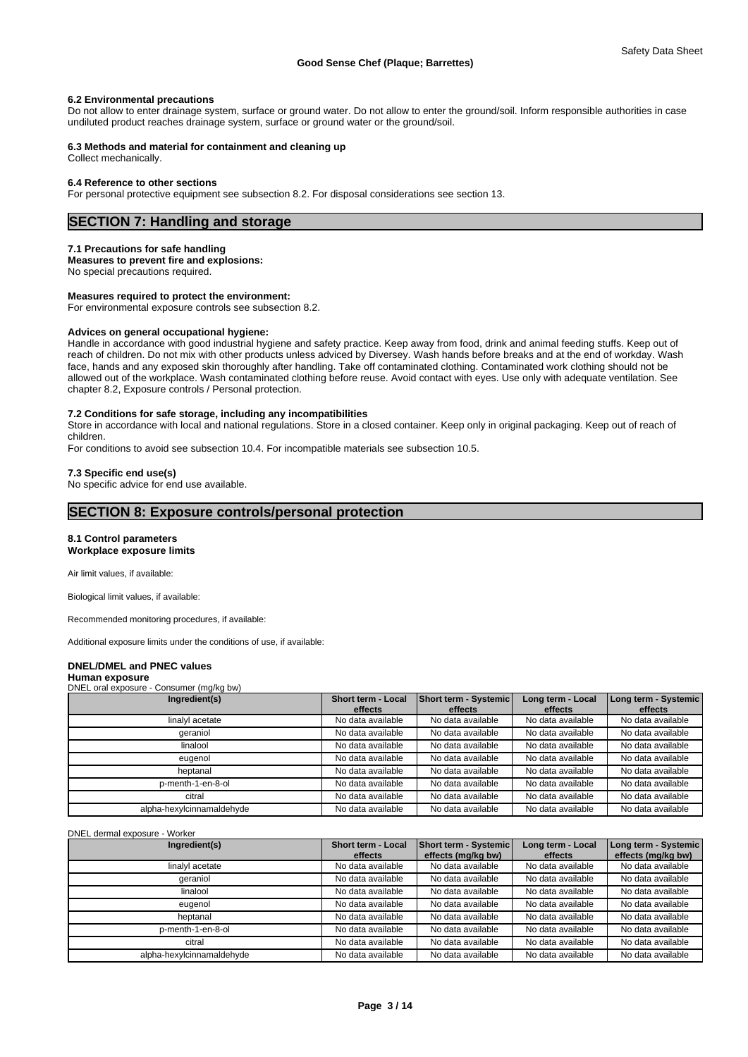#### 6.2 Environmental precautions

Do not allow to enter drainage system, surface or ground water. Do not allow to enter the ground/soil. Inform responsible authorities in case undiluted product reaches drainage system, surface or ground water or the ground/soil.

#### 6.3 Methods and material for containment and cleaning up

Collect mechanically.

#### 6.4 Reference to other sections

For personal protective equipment see subsection 8.2. For disposal considerations see section 13.

## SECTION 7: Handling and storage

#### 7.1 Precautions for safe handling

**Measures to prevent fire and explosions:**
No special precautions required.

**Measures required to protect the environment:**
For environmental exposure controls see subsection 8.2.

**Advices on general occupational hygiene:**
Handle in accordance with good industrial hygiene and safety practice. Keep away from food, drink and animal feeding stuffs. Keep out of reach of children. Do not mix with other products unless adviced by Diversey. Wash hands before breaks and at the end of workday. Wash face, hands and any exposed skin thoroughly after handling. Take off contaminated clothing. Contaminated work clothing should not be allowed out of the workplace. Wash contaminated clothing before reuse. Avoid contact with eyes. Use only with adequate ventilation. See chapter 8.2, Exposure controls / Personal protection.

#### 7.2 Conditions for safe storage, including any incompatibilities

Store in accordance with local and national regulations. Store in a closed container. Keep only in original packaging. Keep out of reach of children.

For conditions to avoid see subsection 10.4. For incompatible materials see subsection 10.5.

#### 7.3 Specific end use(s)

No specific advice for end use available.

## SECTION 8: Exposure controls/personal protection

#### 8.1 Control parameters

**Workplace exposure limits**

Air limit values, if available:

Biological limit values, if available:

Recommended monitoring procedures, if available:

Additional exposure limits under the conditions of use, if available:

#### DNEL/DMEL and PNEC values

**Human exposure**

DNEL oral exposure - Consumer (mg/kg bw)

| Ingredient(s) | Short term - Local effects | Short term - Systemic effects | Long term - Local effects | Long term - Systemic effects |
|---|---|---|---|---|
| linalyl acetate | No data available | No data available | No data available | No data available |
| geraniol | No data available | No data available | No data available | No data available |
| linalool | No data available | No data available | No data available | No data available |
| eugenol | No data available | No data available | No data available | No data available |
| heptanal | No data available | No data available | No data available | No data available |
| p-menth-1-en-8-ol | No data available | No data available | No data available | No data available |
| citral | No data available | No data available | No data available | No data available |
| alpha-hexylcinnamaldehyde | No data available | No data available | No data available | No data available |

DNEL dermal exposure - Worker

| Ingredient(s) | Short term - Local effects | Short term - Systemic effects (mg/kg bw) | Long term - Local effects | Long term - Systemic effects (mg/kg bw) |
|---|---|---|---|---|
| linalyl acetate | No data available | No data available | No data available | No data available |
| geraniol | No data available | No data available | No data available | No data available |
| linalool | No data available | No data available | No data available | No data available |
| eugenol | No data available | No data available | No data available | No data available |
| heptanal | No data available | No data available | No data available | No data available |
| p-menth-1-en-8-ol | No data available | No data available | No data available | No data available |
| citral | No data available | No data available | No data available | No data available |
| alpha-hexylcinnamaldehyde | No data available | No data available | No data available | No data available |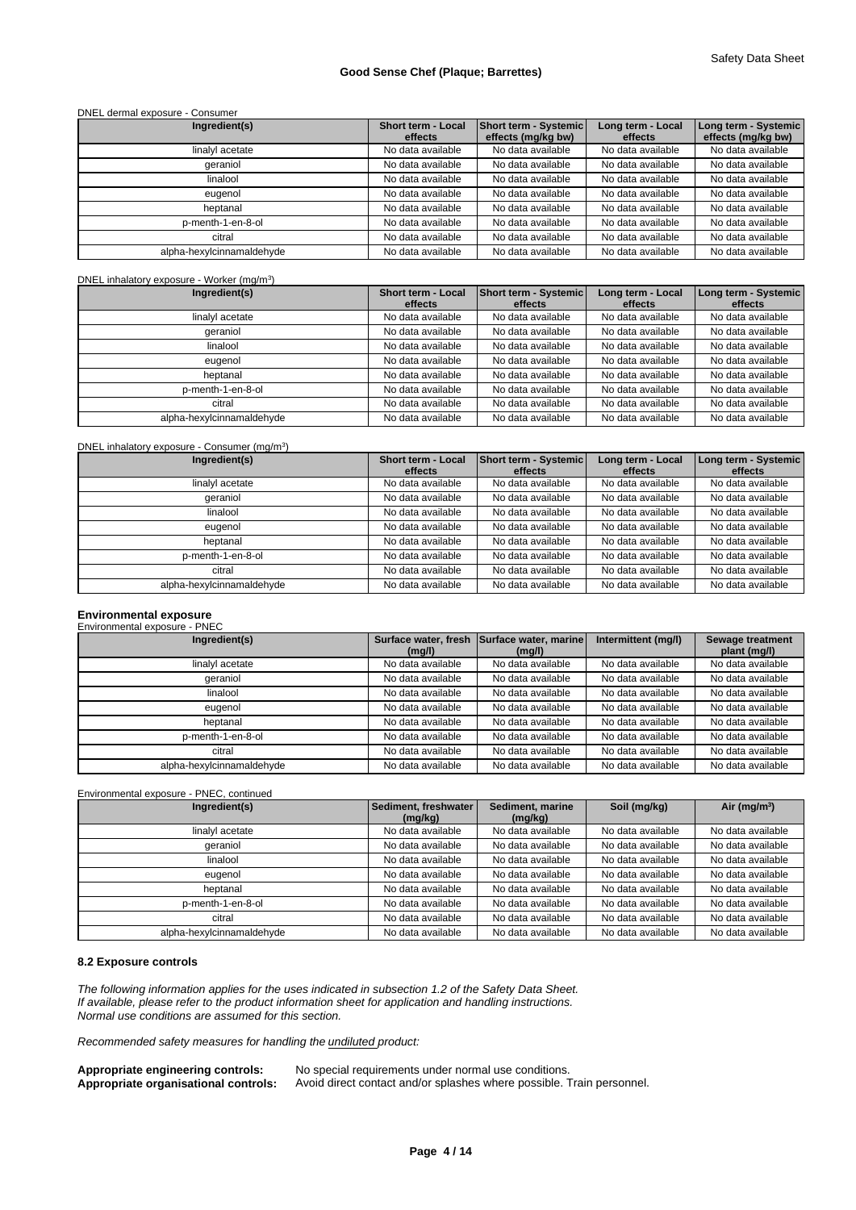DNEL dermal exposure - Consumer

| Ingredient(s) | Short term - Local effects | Short term - Systemic effects (mg/kg bw) | Long term - Local effects | Long term - Systemic effects (mg/kg bw) |
|---|---|---|---|---|
| linalyl acetate | No data available | No data available | No data available | No data available |
| geraniol | No data available | No data available | No data available | No data available |
| linalool | No data available | No data available | No data available | No data available |
| eugenol | No data available | No data available | No data available | No data available |
| heptanal | No data available | No data available | No data available | No data available |
| p-menth-1-en-8-ol | No data available | No data available | No data available | No data available |
| citral | No data available | No data available | No data available | No data available |
| alpha-hexylcinnamaldehyde | No data available | No data available | No data available | No data available |

DNEL inhalatory exposure - Worker (mg/m$^3$)

| Ingredient(s) | Short term - Local effects | Short term - Systemic effects | Long term - Local effects | Long term - Systemic effects |
|---|---|---|---|---|
| linalyl acetate | No data available | No data available | No data available | No data available |
| geraniol | No data available | No data available | No data available | No data available |
| linalool | No data available | No data available | No data available | No data available |
| eugenol | No data available | No data available | No data available | No data available |
| heptanal | No data available | No data available | No data available | No data available |
| p-menth-1-en-8-ol | No data available | No data available | No data available | No data available |
| citral | No data available | No data available | No data available | No data available |
| alpha-hexylcinnamaldehyde | No data available | No data available | No data available | No data available |

DNEL inhalatory exposure - Consumer (mg/m$^3$)

| Ingredient(s) | Short term - Local effects | Short term - Systemic effects | Long term - Local effects | Long term - Systemic effects |
|---|---|---|---|---|
| linalyl acetate | No data available | No data available | No data available | No data available |
| geraniol | No data available | No data available | No data available | No data available |
| linalool | No data available | No data available | No data available | No data available |
| eugenol | No data available | No data available | No data available | No data available |
| heptanal | No data available | No data available | No data available | No data available |
| p-menth-1-en-8-ol | No data available | No data available | No data available | No data available |
| citral | No data available | No data available | No data available | No data available |
| alpha-hexylcinnamaldehyde | No data available | No data available | No data available | No data available |

**Environmental exposure**

Environmental exposure - PNEC

| Ingredient(s) | Surface water, fresh (mg/l) | Surface water, marine (mg/l) | Intermittent (mg/l) | Sewage treatment plant (mg/l) |
|---|---|---|---|---|
| linalyl acetate | No data available | No data available | No data available | No data available |
| geraniol | No data available | No data available | No data available | No data available |
| linalool | No data available | No data available | No data available | No data available |
| eugenol | No data available | No data available | No data available | No data available |
| heptanal | No data available | No data available | No data available | No data available |
| p-menth-1-en-8-ol | No data available | No data available | No data available | No data available |
| citral | No data available | No data available | No data available | No data available |
| alpha-hexylcinnamaldehyde | No data available | No data available | No data available | No data available |

Environmental exposure - PNEC, continued

| Ingredient(s) | Sediment, freshwater (mg/kg) | Sediment, marine (mg/kg) | Soil (mg/kg) | Air (mg/m$^3$) |
|---|---|---|---|---|
| linalyl acetate | No data available | No data available | No data available | No data available |
| geraniol | No data available | No data available | No data available | No data available |
| linalool | No data available | No data available | No data available | No data available |
| eugenol | No data available | No data available | No data available | No data available |
| heptanal | No data available | No data available | No data available | No data available |
| p-menth-1-en-8-ol | No data available | No data available | No data available | No data available |
| citral | No data available | No data available | No data available | No data available |
| alpha-hexylcinnamaldehyde | No data available | No data available | No data available | No data available |

### 8.2 Exposure controls

*The following information applies for the uses indicated in subsection 1.2 of the Safety Data Sheet.*
*If available, please refer to the product information sheet for application and handling instructions.*
*Normal use conditions are assumed for this section.*

*Recommended safety measures for handling the undiluted product:*

**Appropriate engineering controls:** No special requirements under normal use conditions.
**Appropriate organisational controls:** Avoid direct contact and/or splashes where possible. Train personnel.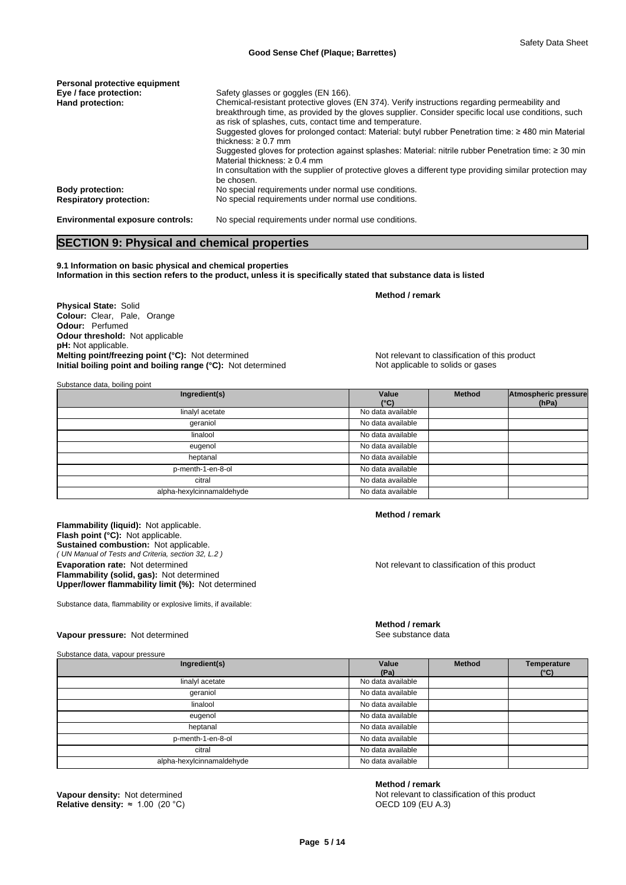**Personal protective equipment**

**Eye / face protection:** Safety glasses or goggles (EN 166).

**Hand protection:** Chemical-resistant protective gloves (EN 374). Verify instructions regarding permeability and breakthrough time, as provided by the gloves supplier. Consider specific local use conditions, such as risk of splashes, cuts, contact time and temperature.
Suggested gloves for prolonged contact: Material: butyl rubber Penetration time: ≥ 480 min Material thickness: ≥ 0.7 mm
Suggested gloves for protection against splashes: Material: nitrile rubber Penetration time: ≥ 30 min Material thickness: ≥ 0.4 mm
In consultation with the supplier of protective gloves a different type providing similar protection may be chosen.

**Body protection:** No special requirements under normal use conditions.

**Respiratory protection:** No special requirements under normal use conditions.

**Environmental exposure controls:** No special requirements under normal use conditions.

## SECTION 9: Physical and chemical properties

**9.1 Information on basic physical and chemical properties**
**Information in this section refers to the product, unless it is specifically stated that substance data is listed**

| | **Method / remark** |
|---|---|
| **Physical State:** Solid | |
| **Colour:** Clear, Pale, Orange | |
| **Odour:** Perfumed | |
| **Odour threshold:** Not applicable | |
| **pH:** Not applicable. | |
| **Melting point/freezing point (°C):** Not determined | Not relevant to classification of this product |
| **Initial boiling point and boiling range (°C):** Not determined | Not applicable to solids or gases |

Substance data, boiling point

| Ingredient(s) | Value (°C) | Method | Atmospheric pressure (hPa) |
|---|---|---|---|
| linalyl acetate | No data available | | |
| geraniol | No data available | | |
| linalool | No data available | | |
| eugenol | No data available | | |
| heptanal | No data available | | |
| p-menth-1-en-8-ol | No data available | | |
| citral | No data available | | |
| alpha-hexylcinnamaldehyde | No data available | | |

| | **Method / remark** |
|---|---|
| **Flammability (liquid):** Not applicable. | |
| **Flash point (°C):** Not applicable. | |
| **Sustained combustion:** Not applicable. *( UN Manual of Tests and Criteria, section 32, L.2 )* | |
| **Evaporation rate:** Not determined | Not relevant to classification of this product |
| **Flammability (solid, gas):** Not determined | |
| **Upper/lower flammability limit (%):** Not determined | |

Substance data, flammability or explosive limits, if available:

| | **Method / remark** |
|---|---|
| **Vapour pressure:** Not determined | See substance data |

Substance data, vapour pressure

| Ingredient(s) | Value (Pa) | Method | Temperature (°C) |
|---|---|---|---|
| linalyl acetate | No data available | | |
| geraniol | No data available | | |
| linalool | No data available | | |
| eugenol | No data available | | |
| heptanal | No data available | | |
| p-menth-1-en-8-ol | No data available | | |
| citral | No data available | | |
| alpha-hexylcinnamaldehyde | No data available | | |

| | **Method / remark** |
|---|---|
| **Vapour density:** Not determined | Not relevant to classification of this product |
| **Relative density:** ≈ 1.00 (20 °C) | OECD 109 (EU A.3) |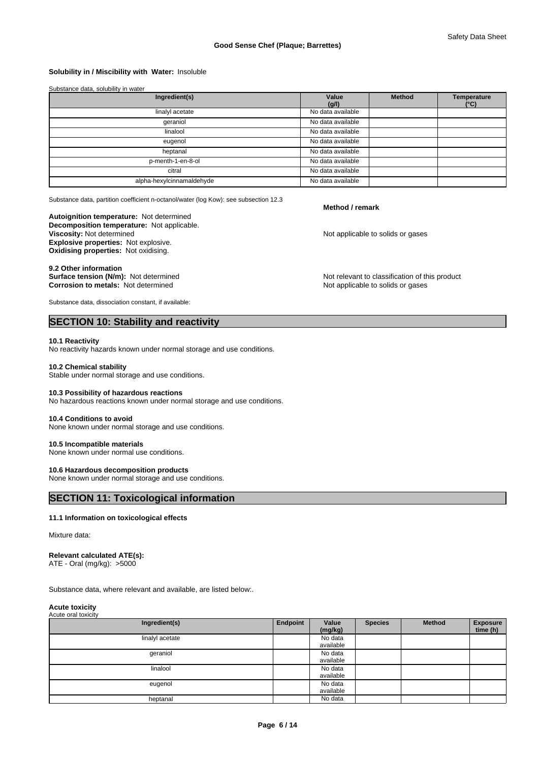**Solubility in / Miscibility with Water:** Insoluble

Substance data, solubility in water

| Ingredient(s) | Value (g/l) | Method | Temperature (°C) |
|---|---|---|---|
| linalyl acetate | No data available | | |
| geraniol | No data available | | |
| linalool | No data available | | |
| eugenol | No data available | | |
| heptanal | No data available | | |
| p-menth-1-en-8-ol | No data available | | |
| citral | No data available | | |
| alpha-hexylcinnamaldehyde | No data available | | |

Substance data, partition coefficient n-octanol/water (log Kow): see subsection 12.3

| | Method / remark |
|---|---|
| **Autoignition temperature:** Not determined | |
| **Decomposition temperature:** Not applicable. | |
| **Viscosity:** Not determined | Not applicable to solids or gases |
| **Explosive properties:** Not explosive. | |
| **Oxidising properties:** Not oxidising. | |

**9.2 Other information**

| | |
|---|---|
| **Surface tension (N/m):** Not determined | Not relevant to classification of this product |
| **Corrosion to metals:** Not determined | Not applicable to solids or gases |

Substance data, dissociation constant, if available:

## SECTION 10: Stability and reactivity

**10.1 Reactivity**
No reactivity hazards known under normal storage and use conditions.

**10.2 Chemical stability**
Stable under normal storage and use conditions.

**10.3 Possibility of hazardous reactions**
No hazardous reactions known under normal storage and use conditions.

**10.4 Conditions to avoid**
None known under normal storage and use conditions.

**10.5 Incompatible materials**
None known under normal use conditions.

**10.6 Hazardous decomposition products**
None known under normal storage and use conditions.

## SECTION 11: Toxicological information

**11.1 Information on toxicological effects**

Mixture data:

**Relevant calculated ATE(s):**
ATE - Oral (mg/kg): >5000

Substance data, where relevant and available, are listed below:.

**Acute toxicity**
Acute oral toxicity

| Ingredient(s) | Endpoint | Value (mg/kg) | Species | Method | Exposure time (h) |
|---|---|---|---|---|---|
| linalyl acetate | | No data available | | | |
| geraniol | | No data available | | | |
| linalool | | No data available | | | |
| eugenol | | No data available | | | |
| heptanal | | No data | | | |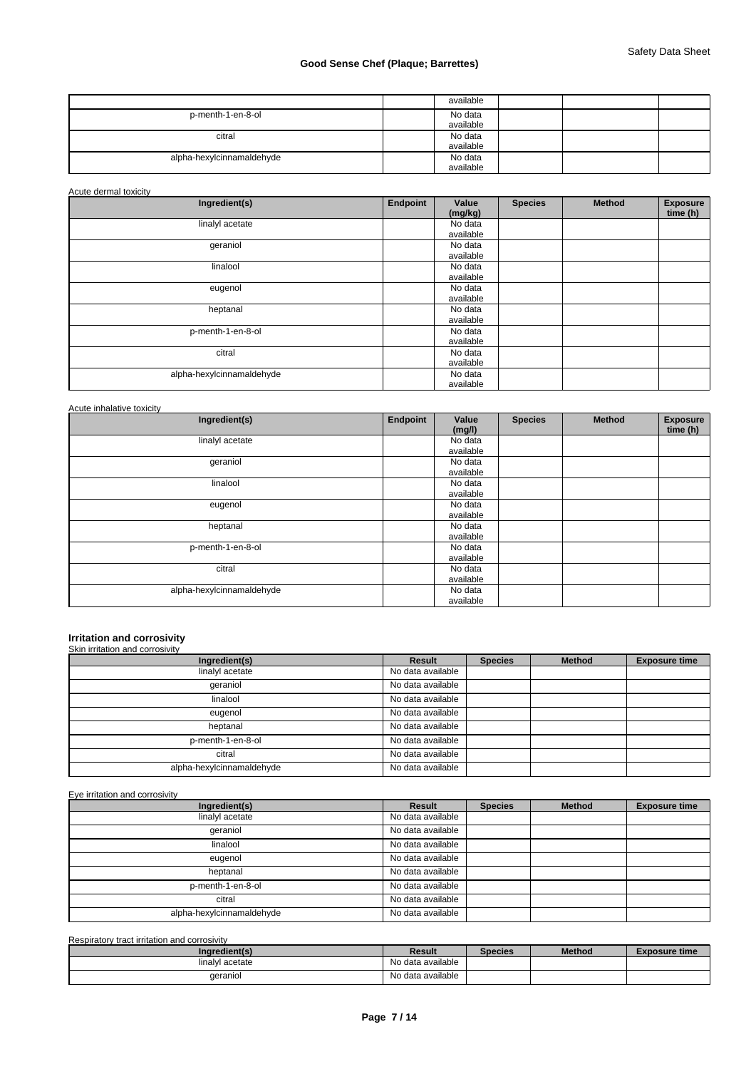| | | available | | | |
|---|---|---|---|---|---|
| p-menth-1-en-8-ol | | No data available | | | |
| citral | | No data available | | | |
| alpha-hexylcinnamaldehyde | | No data available | | | |

Acute dermal toxicity

| Ingredient(s) | Endpoint | Value (mg/kg) | Species | Method | Exposure time (h) |
|---|---|---|---|---|---|
| linalyl acetate | | No data available | | | |
| geraniol | | No data available | | | |
| linalool | | No data available | | | |
| eugenol | | No data available | | | |
| heptanal | | No data available | | | |
| p-menth-1-en-8-ol | | No data available | | | |
| citral | | No data available | | | |
| alpha-hexylcinnamaldehyde | | No data available | | | |

Acute inhalative toxicity

| Ingredient(s) | Endpoint | Value (mg/l) | Species | Method | Exposure time (h) |
|---|---|---|---|---|---|
| linalyl acetate | | No data available | | | |
| geraniol | | No data available | | | |
| linalool | | No data available | | | |
| eugenol | | No data available | | | |
| heptanal | | No data available | | | |
| p-menth-1-en-8-ol | | No data available | | | |
| citral | | No data available | | | |
| alpha-hexylcinnamaldehyde | | No data available | | | |

### Irritation and corrosivity

Skin irritation and corrosivity

| Ingredient(s) | Result | Species | Method | Exposure time |
|---|---|---|---|---|
| linalyl acetate | No data available | | | |
| geraniol | No data available | | | |
| linalool | No data available | | | |
| eugenol | No data available | | | |
| heptanal | No data available | | | |
| p-menth-1-en-8-ol | No data available | | | |
| citral | No data available | | | |
| alpha-hexylcinnamaldehyde | No data available | | | |

Eye irritation and corrosivity

| Ingredient(s) | Result | Species | Method | Exposure time |
|---|---|---|---|---|
| linalyl acetate | No data available | | | |
| geraniol | No data available | | | |
| linalool | No data available | | | |
| eugenol | No data available | | | |
| heptanal | No data available | | | |
| p-menth-1-en-8-ol | No data available | | | |
| citral | No data available | | | |
| alpha-hexylcinnamaldehyde | No data available | | | |

Respiratory tract irritation and corrosivity

| Ingredient(s) | Result | Species | Method | Exposure time |
|---|---|---|---|---|
| linalyl acetate | No data available | | | |
| geraniol | No data available | | | |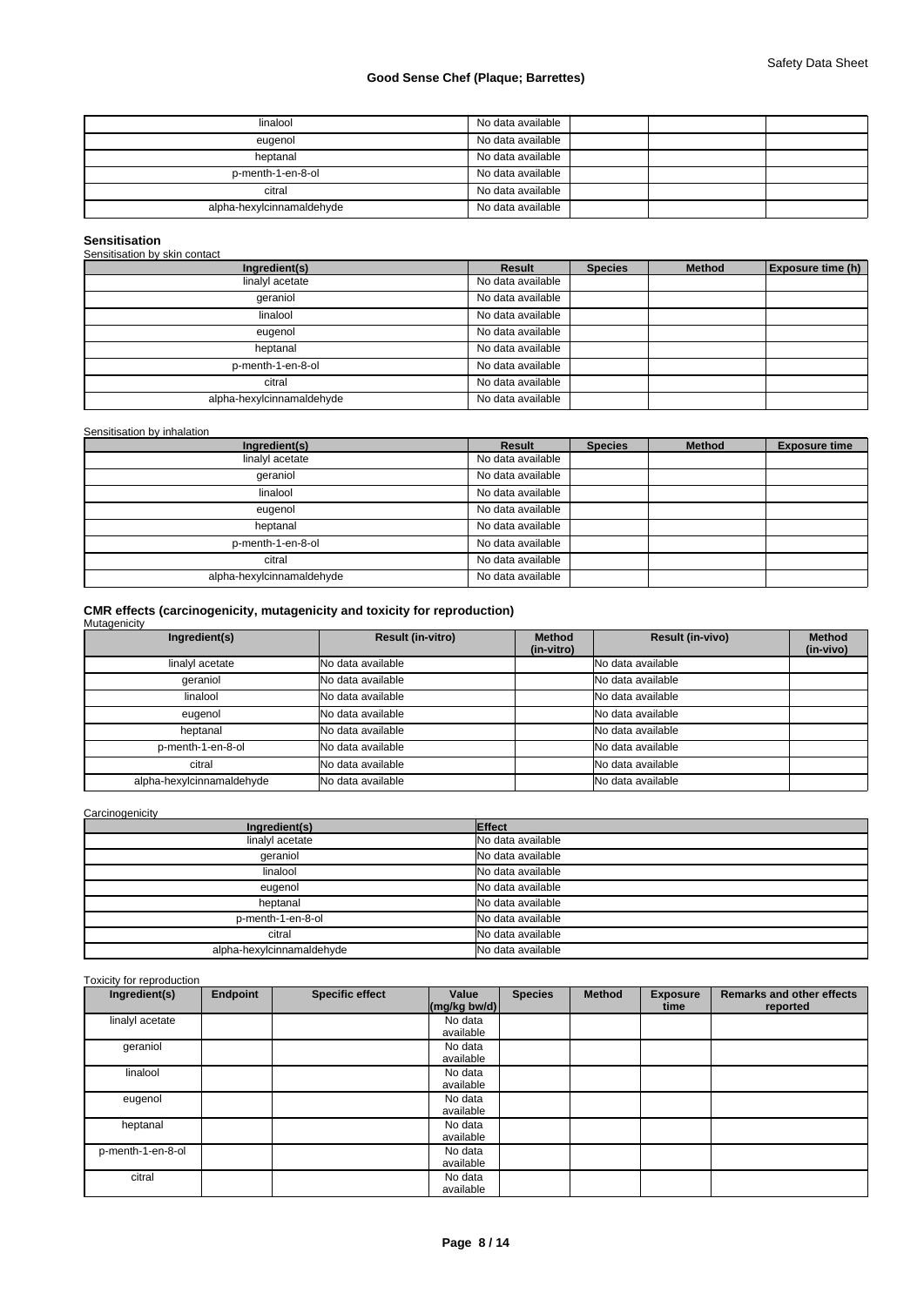| | | | | |
|---|---|---|---|---|
| linalool | No data available | | | |
| eugenol | No data available | | | |
| heptanal | No data available | | | |
| p-menth-1-en-8-ol | No data available | | | |
| citral | No data available | | | |
| alpha-hexylcinnamaldehyde | No data available | | | |

**Sensitisation**

Sensitisation by skin contact

| Ingredient(s) | Result | Species | Method | Exposure time (h) |
|---|---|---|---|---|
| linalyl acetate | No data available | | | |
| geraniol | No data available | | | |
| linalool | No data available | | | |
| eugenol | No data available | | | |
| heptanal | No data available | | | |
| p-menth-1-en-8-ol | No data available | | | |
| citral | No data available | | | |
| alpha-hexylcinnamaldehyde | No data available | | | |

Sensitisation by inhalation

| Ingredient(s) | Result | Species | Method | Exposure time |
|---|---|---|---|---|
| linalyl acetate | No data available | | | |
| geraniol | No data available | | | |
| linalool | No data available | | | |
| eugenol | No data available | | | |
| heptanal | No data available | | | |
| p-menth-1-en-8-ol | No data available | | | |
| citral | No data available | | | |
| alpha-hexylcinnamaldehyde | No data available | | | |

**CMR effects (carcinogenicity, mutagenicity and toxicity for reproduction)**

Mutagenicity

| Ingredient(s) | Result (in-vitro) | Method (in-vitro) | Result (in-vivo) | Method (in-vivo) |
|---|---|---|---|---|
| linalyl acetate | No data available | | No data available | |
| geraniol | No data available | | No data available | |
| linalool | No data available | | No data available | |
| eugenol | No data available | | No data available | |
| heptanal | No data available | | No data available | |
| p-menth-1-en-8-ol | No data available | | No data available | |
| citral | No data available | | No data available | |
| alpha-hexylcinnamaldehyde | No data available | | No data available | |

Carcinogenicity

| Ingredient(s) | Effect |
|---|---|
| linalyl acetate | No data available |
| geraniol | No data available |
| linalool | No data available |
| eugenol | No data available |
| heptanal | No data available |
| p-menth-1-en-8-ol | No data available |
| citral | No data available |
| alpha-hexylcinnamaldehyde | No data available |

Toxicity for reproduction

| Ingredient(s) | Endpoint | Specific effect | Value (mg/kg bw/d) | Species | Method | Exposure time | Remarks and other effects reported |
|---|---|---|---|---|---|---|---|
| linalyl acetate | | | No data available | | | | |
| geraniol | | | No data available | | | | |
| linalool | | | No data available | | | | |
| eugenol | | | No data available | | | | |
| heptanal | | | No data available | | | | |
| p-menth-1-en-8-ol | | | No data available | | | | |
| citral | | | No data available | | | | |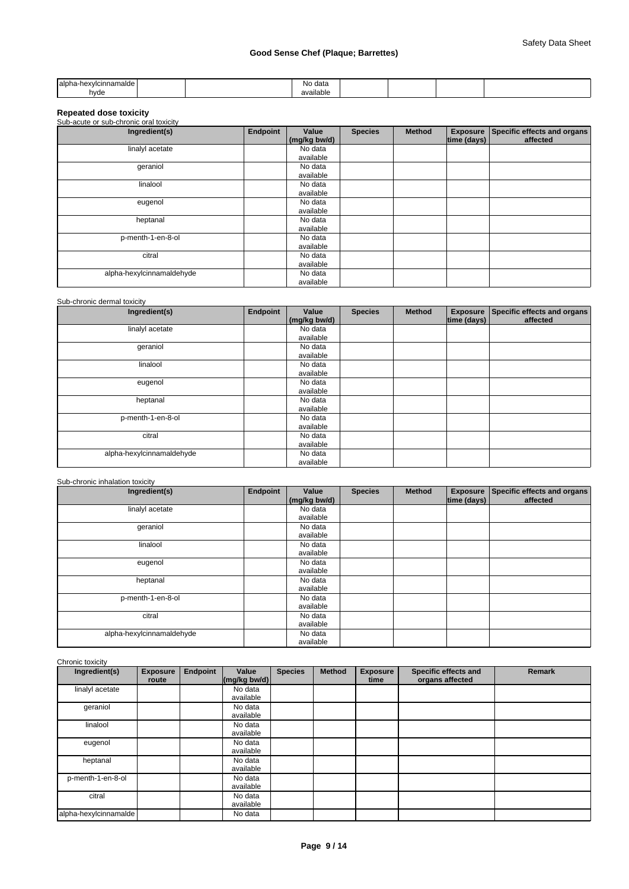| alpha-hexylcinnamaldehyde | | | No data available | | | | |
|---|---|---|---|---|---|---|---|

**Repeated dose toxicity**

Sub-acute or sub-chronic oral toxicity

| Ingredient(s) | Endpoint | Value (mg/kg bw/d) | Species | Method | Exposure time (days) | Specific effects and organs affected |
|---|---|---|---|---|---|---|
| linalyl acetate | | No data available | | | | |
| geraniol | | No data available | | | | |
| linalool | | No data available | | | | |
| eugenol | | No data available | | | | |
| heptanal | | No data available | | | | |
| p-menth-1-en-8-ol | | No data available | | | | |
| citral | | No data available | | | | |
| alpha-hexylcinnamaldehyde | | No data available | | | | |

Sub-chronic dermal toxicity

| Ingredient(s) | Endpoint | Value (mg/kg bw/d) | Species | Method | Exposure time (days) | Specific effects and organs affected |
|---|---|---|---|---|---|---|
| linalyl acetate | | No data available | | | | |
| geraniol | | No data available | | | | |
| linalool | | No data available | | | | |
| eugenol | | No data available | | | | |
| heptanal | | No data available | | | | |
| p-menth-1-en-8-ol | | No data available | | | | |
| citral | | No data available | | | | |
| alpha-hexylcinnamaldehyde | | No data available | | | | |

Sub-chronic inhalation toxicity

| Ingredient(s) | Endpoint | Value (mg/kg bw/d) | Species | Method | Exposure time (days) | Specific effects and organs affected |
|---|---|---|---|---|---|---|
| linalyl acetate | | No data available | | | | |
| geraniol | | No data available | | | | |
| linalool | | No data available | | | | |
| eugenol | | No data available | | | | |
| heptanal | | No data available | | | | |
| p-menth-1-en-8-ol | | No data available | | | | |
| citral | | No data available | | | | |
| alpha-hexylcinnamaldehyde | | No data available | | | | |

Chronic toxicity

| Ingredient(s) | Exposure route | Endpoint | Value (mg/kg bw/d) | Species | Method | Exposure time | Specific effects and organs affected | Remark |
|---|---|---|---|---|---|---|---|---|
| linalyl acetate | | | No data available | | | | | |
| geraniol | | | No data available | | | | | |
| linalool | | | No data available | | | | | |
| eugenol | | | No data available | | | | | |
| heptanal | | | No data available | | | | | |
| p-menth-1-en-8-ol | | | No data available | | | | | |
| citral | | | No data available | | | | | |
| alpha-hexylcinnamalde | | | No data | | | | | |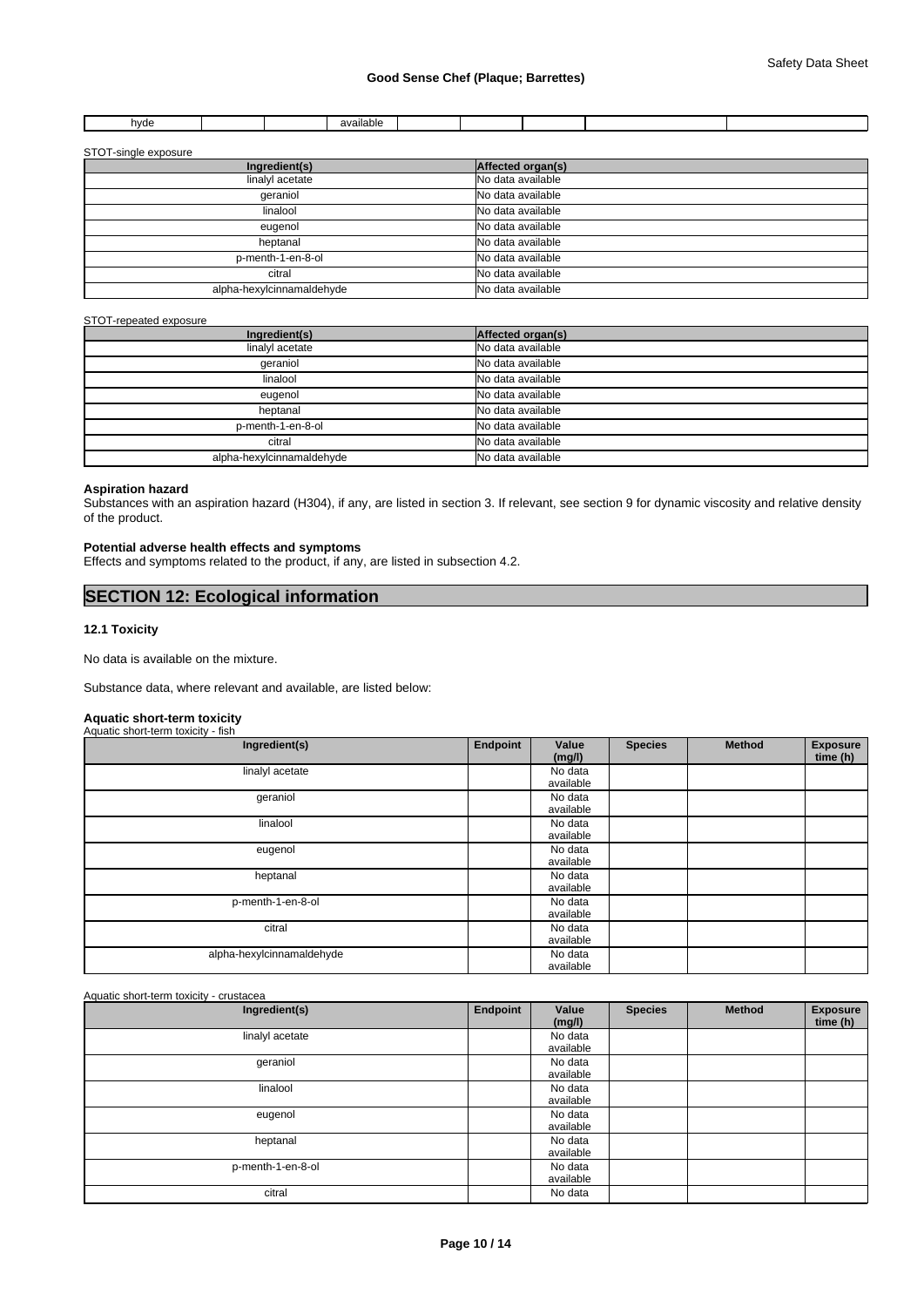| hyde | | | available | | | | | |
|---|---|---|---|---|---|---|---|---|

STOT-single exposure

| Ingredient(s) | Affected organ(s) |
|---|---|
| linalyl acetate | No data available |
| geraniol | No data available |
| linalool | No data available |
| eugenol | No data available |
| heptanal | No data available |
| p-menth-1-en-8-ol | No data available |
| citral | No data available |
| alpha-hexylcinnamaldehyde | No data available |

STOT-repeated exposure

| Ingredient(s) | Affected organ(s) |
|---|---|
| linalyl acetate | No data available |
| geraniol | No data available |
| linalool | No data available |
| eugenol | No data available |
| heptanal | No data available |
| p-menth-1-en-8-ol | No data available |
| citral | No data available |
| alpha-hexylcinnamaldehyde | No data available |

**Aspiration hazard**

Substances with an aspiration hazard (H304), if any, are listed in section 3. If relevant, see section 9 for dynamic viscosity and relative density of the product.

**Potential adverse health effects and symptoms**

Effects and symptoms related to the product, if any, are listed in subsection 4.2.

## SECTION 12: Ecological information

### 12.1 Toxicity

No data is available on the mixture.

Substance data, where relevant and available, are listed below:

**Aquatic short-term toxicity**

Aquatic short-term toxicity - fish

| Ingredient(s) | Endpoint | Value (mg/l) | Species | Method | Exposure time (h) |
|---|---|---|---|---|---|
| linalyl acetate | | No data available | | | |
| geraniol | | No data available | | | |
| linalool | | No data available | | | |
| eugenol | | No data available | | | |
| heptanal | | No data available | | | |
| p-menth-1-en-8-ol | | No data available | | | |
| citral | | No data available | | | |
| alpha-hexylcinnamaldehyde | | No data available | | | |

Aquatic short-term toxicity - crustacea

| Ingredient(s) | Endpoint | Value (mg/l) | Species | Method | Exposure time (h) |
|---|---|---|---|---|---|
| linalyl acetate | | No data available | | | |
| geraniol | | No data available | | | |
| linalool | | No data available | | | |
| eugenol | | No data available | | | |
| heptanal | | No data available | | | |
| p-menth-1-en-8-ol | | No data available | | | |
| citral | | No data | | | |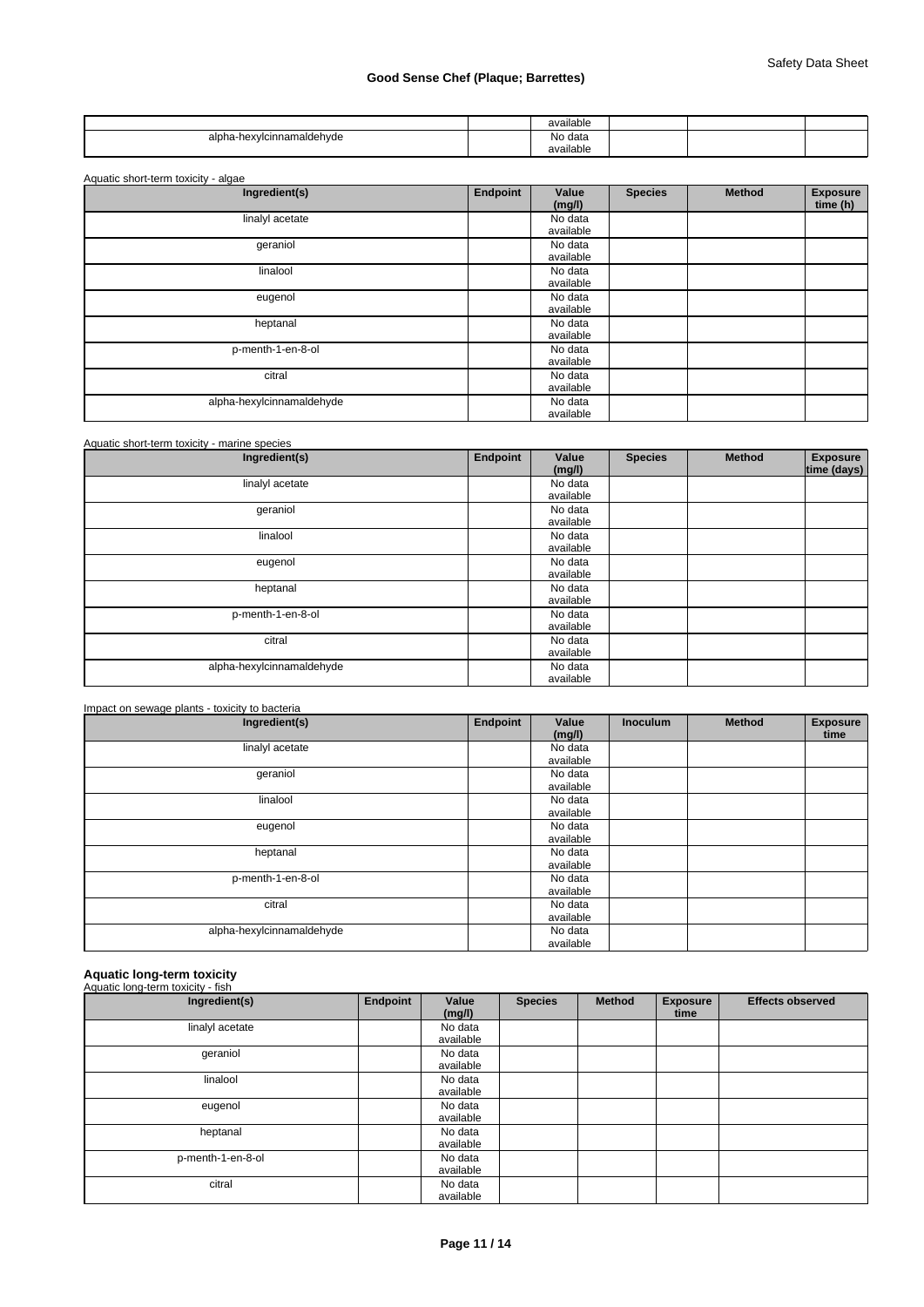| | | available | | | |
|---|---|---|---|---|---|
| alpha-hexylcinnamaldehyde | | No data available | | | |

Aquatic short-term toxicity - algae

| Ingredient(s) | Endpoint | Value (mg/l) | Species | Method | Exposure time (h) |
|---|---|---|---|---|---|
| linalyl acetate | | No data available | | | |
| geraniol | | No data available | | | |
| linalool | | No data available | | | |
| eugenol | | No data available | | | |
| heptanal | | No data available | | | |
| p-menth-1-en-8-ol | | No data available | | | |
| citral | | No data available | | | |
| alpha-hexylcinnamaldehyde | | No data available | | | |

Aquatic short-term toxicity - marine species

| Ingredient(s) | Endpoint | Value (mg/l) | Species | Method | Exposure time (days) |
|---|---|---|---|---|---|
| linalyl acetate | | No data available | | | |
| geraniol | | No data available | | | |
| linalool | | No data available | | | |
| eugenol | | No data available | | | |
| heptanal | | No data available | | | |
| p-menth-1-en-8-ol | | No data available | | | |
| citral | | No data available | | | |
| alpha-hexylcinnamaldehyde | | No data available | | | |

Impact on sewage plants - toxicity to bacteria

| Ingredient(s) | Endpoint | Value (mg/l) | Inoculum | Method | Exposure time |
|---|---|---|---|---|---|
| linalyl acetate | | No data available | | | |
| geraniol | | No data available | | | |
| linalool | | No data available | | | |
| eugenol | | No data available | | | |
| heptanal | | No data available | | | |
| p-menth-1-en-8-ol | | No data available | | | |
| citral | | No data available | | | |
| alpha-hexylcinnamaldehyde | | No data available | | | |

**Aquatic long-term toxicity**

Aquatic long-term toxicity - fish

| Ingredient(s) | Endpoint | Value (mg/l) | Species | Method | Exposure time | Effects observed |
|---|---|---|---|---|---|---|
| linalyl acetate | | No data available | | | | |
| geraniol | | No data available | | | | |
| linalool | | No data available | | | | |
| eugenol | | No data available | | | | |
| heptanal | | No data available | | | | |
| p-menth-1-en-8-ol | | No data available | | | | |
| citral | | No data available | | | | |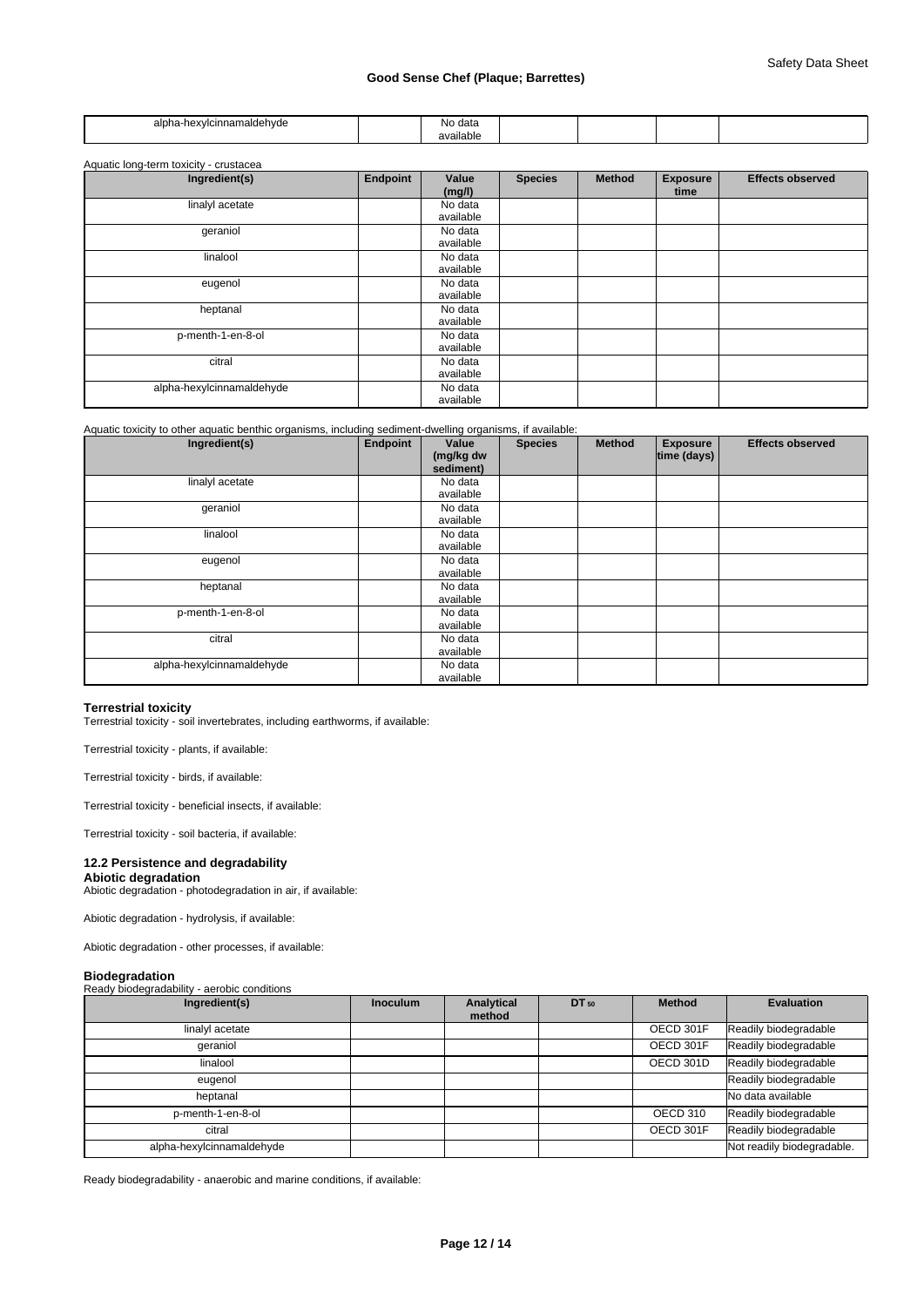| alpha-hexylcinnamaldehyde | | No data available | | | | |
|---|---|---|---|---|---|---|

Aquatic long-term toxicity - crustacea

| Ingredient(s) | Endpoint | Value (mg/l) | Species | Method | Exposure time | Effects observed |
|---|---|---|---|---|---|---|
| linalyl acetate | | No data available | | | | |
| geraniol | | No data available | | | | |
| linalool | | No data available | | | | |
| eugenol | | No data available | | | | |
| heptanal | | No data available | | | | |
| p-menth-1-en-8-ol | | No data available | | | | |
| citral | | No data available | | | | |
| alpha-hexylcinnamaldehyde | | No data available | | | | |

Aquatic toxicity to other aquatic benthic organisms, including sediment-dwelling organisms, if available:

| Ingredient(s) | Endpoint | Value (mg/kg dw sediment) | Species | Method | Exposure time (days) | Effects observed |
|---|---|---|---|---|---|---|
| linalyl acetate | | No data available | | | | |
| geraniol | | No data available | | | | |
| linalool | | No data available | | | | |
| eugenol | | No data available | | | | |
| heptanal | | No data available | | | | |
| p-menth-1-en-8-ol | | No data available | | | | |
| citral | | No data available | | | | |
| alpha-hexylcinnamaldehyde | | No data available | | | | |

**Terrestrial toxicity**

Terrestrial toxicity - soil invertebrates, including earthworms, if available:

Terrestrial toxicity - plants, if available:

Terrestrial toxicity - birds, if available:

Terrestrial toxicity - beneficial insects, if available:

Terrestrial toxicity - soil bacteria, if available:

### 12.2 Persistence and degradability

**Abiotic degradation**

Abiotic degradation - photodegradation in air, if available:

Abiotic degradation - hydrolysis, if available:

Abiotic degradation - other processes, if available:

**Biodegradation**

Ready biodegradability - aerobic conditions

| Ingredient(s) | Inoculum | Analytical method | $DT_{50}$ | Method | Evaluation |
|---|---|---|---|---|---|
| linalyl acetate | | | | OECD 301F | Readily biodegradable |
| geraniol | | | | OECD 301F | Readily biodegradable |
| linalool | | | | OECD 301D | Readily biodegradable |
| eugenol | | | | | Readily biodegradable |
| heptanal | | | | | No data available |
| p-menth-1-en-8-ol | | | | OECD 310 | Readily biodegradable |
| citral | | | | OECD 301F | Readily biodegradable |
| alpha-hexylcinnamaldehyde | | | | | Not readily biodegradable. |

Ready biodegradability - anaerobic and marine conditions, if available: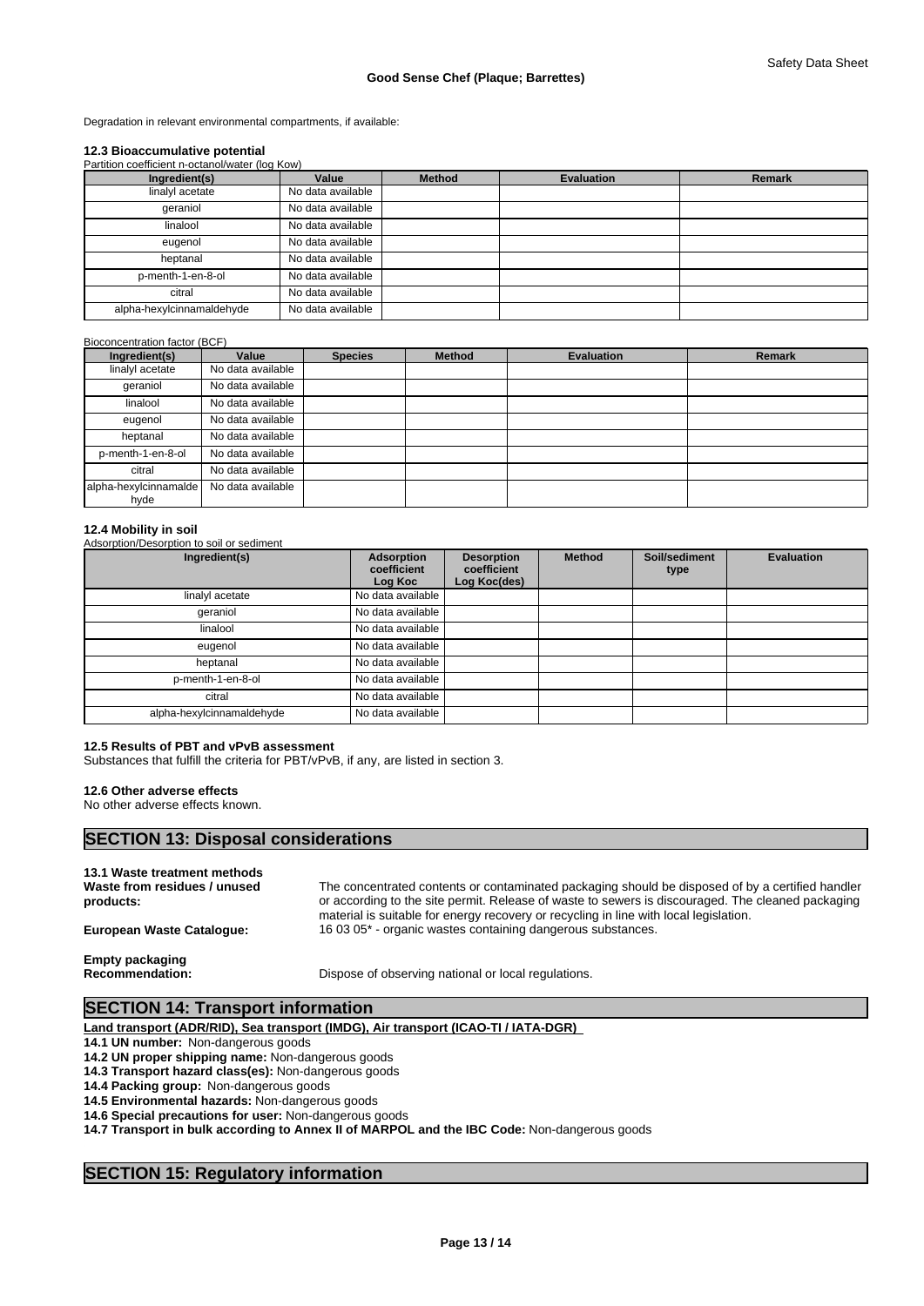Degradation in relevant environmental compartments, if available:

### 12.3 Bioaccumulative potential

Partition coefficient n-octanol/water (log Kow)

| Ingredient(s) | Value | Method | Evaluation | Remark |
|---|---|---|---|---|
| linalyl acetate | No data available | | | |
| geraniol | No data available | | | |
| linalool | No data available | | | |
| eugenol | No data available | | | |
| heptanal | No data available | | | |
| p-menth-1-en-8-ol | No data available | | | |
| citral | No data available | | | |
| alpha-hexylcinnamaldehyde | No data available | | | |

Bioconcentration factor (BCF)

| Ingredient(s) | Value | Species | Method | Evaluation | Remark |
|---|---|---|---|---|---|
| linalyl acetate | No data available | | | | |
| geraniol | No data available | | | | |
| linalool | No data available | | | | |
| eugenol | No data available | | | | |
| heptanal | No data available | | | | |
| p-menth-1-en-8-ol | No data available | | | | |
| citral | No data available | | | | |
| alpha-hexylcinnamaldehyde | No data available | | | | |

### 12.4 Mobility in soil

Adsorption/Desorption to soil or sediment

| Ingredient(s) | Adsorption coefficient Log Koc | Desorption coefficient Log Koc(des) | Method | Soil/sediment type | Evaluation |
|---|---|---|---|---|---|
| linalyl acetate | No data available | | | | |
| geraniol | No data available | | | | |
| linalool | No data available | | | | |
| eugenol | No data available | | | | |
| heptanal | No data available | | | | |
| p-menth-1-en-8-ol | No data available | | | | |
| citral | No data available | | | | |
| alpha-hexylcinnamaldehyde | No data available | | | | |

### 12.5 Results of PBT and vPvB assessment

Substances that fulfill the criteria for PBT/vPvB, if any, are listed in section 3.

### 12.6 Other adverse effects

No other adverse effects known.

## SECTION 13: Disposal considerations

### 13.1 Waste treatment methods

**Waste from residues / unused products:** The concentrated contents or contaminated packaging should be disposed of by a certified handler or according to the site permit. Release of waste to sewers is discouraged. The cleaned packaging material is suitable for energy recovery or recycling in line with local legislation.

**European Waste Catalogue:** 16 03 05* - organic wastes containing dangerous substances.

**Empty packaging**

**Recommendation:** Dispose of observing national or local regulations.

## SECTION 14: Transport information

**Land transport (ADR/RID), Sea transport (IMDG), Air transport (ICAO-TI / IATA-DGR)**

**14.1 UN number:** Non-dangerous goods

**14.2 UN proper shipping name:** Non-dangerous goods

**14.3 Transport hazard class(es):** Non-dangerous goods

**14.4 Packing group:** Non-dangerous goods

**14.5 Environmental hazards:** Non-dangerous goods

**14.6 Special precautions for user:** Non-dangerous goods

**14.7 Transport in bulk according to Annex II of MARPOL and the IBC Code:** Non-dangerous goods

## SECTION 15: Regulatory information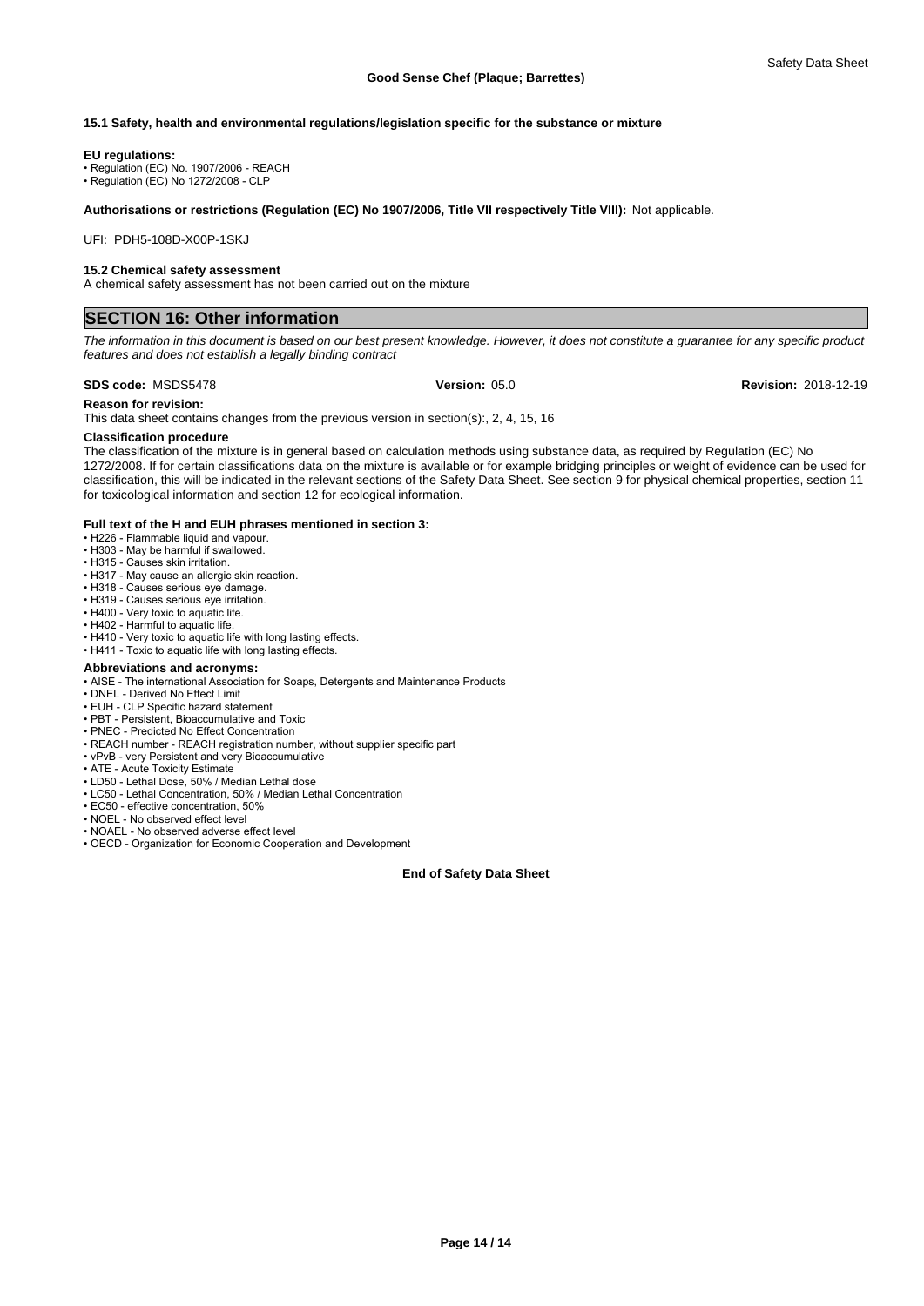### 15.1 Safety, health and environmental regulations/legislation specific for the substance or mixture

**EU regulations:**

- Regulation (EC) No. 1907/2006 - REACH
- Regulation (EC) No 1272/2008 - CLP

**Authorisations or restrictions (Regulation (EC) No 1907/2006, Title VII respectively Title VIII):** Not applicable.

UFI: PDH5-108D-X00P-1SKJ

### 15.2 Chemical safety assessment

A chemical safety assessment has not been carried out on the mixture

## SECTION 16: Other information

*The information in this document is based on our best present knowledge. However, it does not constitute a guarantee for any specific product features and does not establish a legally binding contract*

**SDS code:** MSDS5478 **Version:** 05.0 **Revision:** 2018-12-19

**Reason for revision:**

This data sheet contains changes from the previous version in section(s):, 2, 4, 15, 16

**Classification procedure**

The classification of the mixture is in general based on calculation methods using substance data, as required by Regulation (EC) No 1272/2008. If for certain classifications data on the mixture is available or for example bridging principles or weight of evidence can be used for classification, this will be indicated in the relevant sections of the Safety Data Sheet. See section 9 for physical chemical properties, section 11 for toxicological information and section 12 for ecological information.

**Full text of the H and EUH phrases mentioned in section 3:**

- H226 - Flammable liquid and vapour.
- H303 - May be harmful if swallowed.
- H315 - Causes skin irritation.
- H317 - May cause an allergic skin reaction.
- H318 - Causes serious eye damage.
- H319 - Causes serious eye irritation.
- H400 - Very toxic to aquatic life.
- H402 - Harmful to aquatic life.
- H410 - Very toxic to aquatic life with long lasting effects.
- H411 - Toxic to aquatic life with long lasting effects.

**Abbreviations and acronyms:**

- AISE - The international Association for Soaps, Detergents and Maintenance Products
- DNEL - Derived No Effect Limit
- EUH - CLP Specific hazard statement
- PBT - Persistent, Bioaccumulative and Toxic
- PNEC - Predicted No Effect Concentration
- REACH number - REACH registration number, without supplier specific part
- vPvB - very Persistent and very Bioaccumulative
- ATE - Acute Toxicity Estimate
- LD50 - Lethal Dose, 50% / Median Lethal dose
- LC50 - Lethal Concentration, 50% / Median Lethal Concentration
- EC50 - effective concentration, 50%
- NOEL - No observed effect level
- NOAEL - No observed adverse effect level
- OECD - Organization for Economic Cooperation and Development

**End of Safety Data Sheet**